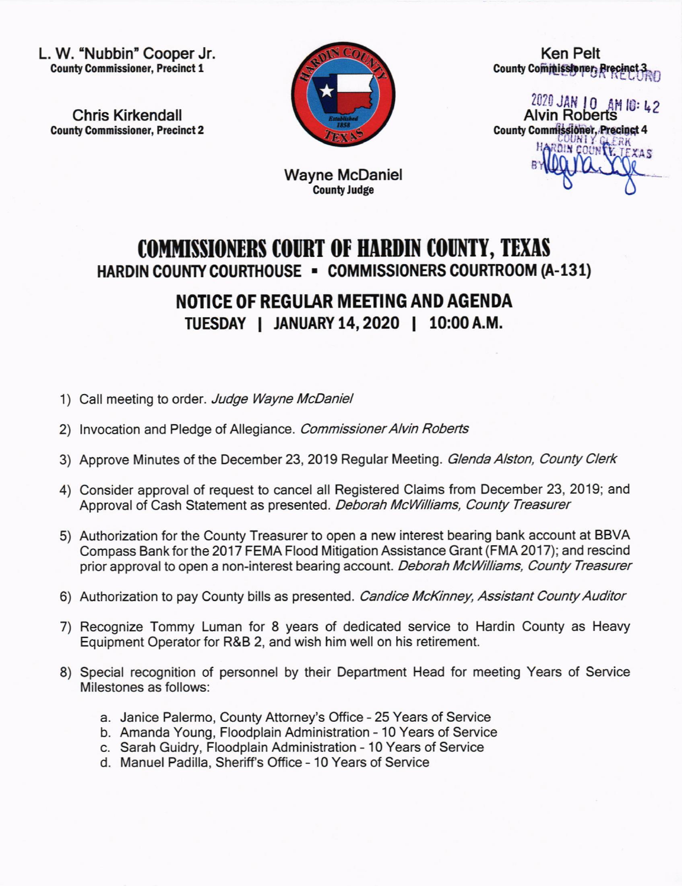L. W. "Nubbin" Cooper Jr.
**County Commissioner, Precinct 1**

Chris Kirkendall
**County Commissioner, Precinct 2**

Ken Pelt
**County Commissioner, Precinct 3**

Alvin Roberts
**County Commissioner, Precinct 4**

Wayne McDaniel
**County Judge**

FILED FOR RECORD
2020 JAN 10 AM 10: 42
COUNTY CLERK
HARDIN COUNTY, TEXAS
BY Regina Sage

# COMMISSIONERS COURT OF HARDIN COUNTY, TEXAS

## HARDIN COUNTY COURTHOUSE ▪ COMMISSIONERS COURTROOM (A-131)

## NOTICE OF REGULAR MEETING AND AGENDA

### TUESDAY | JANUARY 14, 2020 | 10:00 A.M.

1) Call meeting to order. *Judge Wayne McDaniel*

2) Invocation and Pledge of Allegiance. *Commissioner Alvin Roberts*

3) Approve Minutes of the December 23, 2019 Regular Meeting. *Glenda Alston, County Clerk*

4) Consider approval of request to cancel all Registered Claims from December 23, 2019; and Approval of Cash Statement as presented. *Deborah McWilliams, County Treasurer*

5) Authorization for the County Treasurer to open a new interest bearing bank account at BBVA Compass Bank for the 2017 FEMA Flood Mitigation Assistance Grant (FMA 2017); and rescind prior approval to open a non-interest bearing account. *Deborah McWilliams, County Treasurer*

6) Authorization to pay County bills as presented. *Candice McKinney, Assistant County Auditor*

7) Recognize Tommy Luman for 8 years of dedicated service to Hardin County as Heavy Equipment Operator for R&B 2, and wish him well on his retirement.

8) Special recognition of personnel by their Department Head for meeting Years of Service Milestones as follows:

    a. Janice Palermo, County Attorney's Office - 25 Years of Service
    b. Amanda Young, Floodplain Administration - 10 Years of Service
    c. Sarah Guidry, Floodplain Administration - 10 Years of Service
    d. Manuel Padilla, Sheriff's Office - 10 Years of Service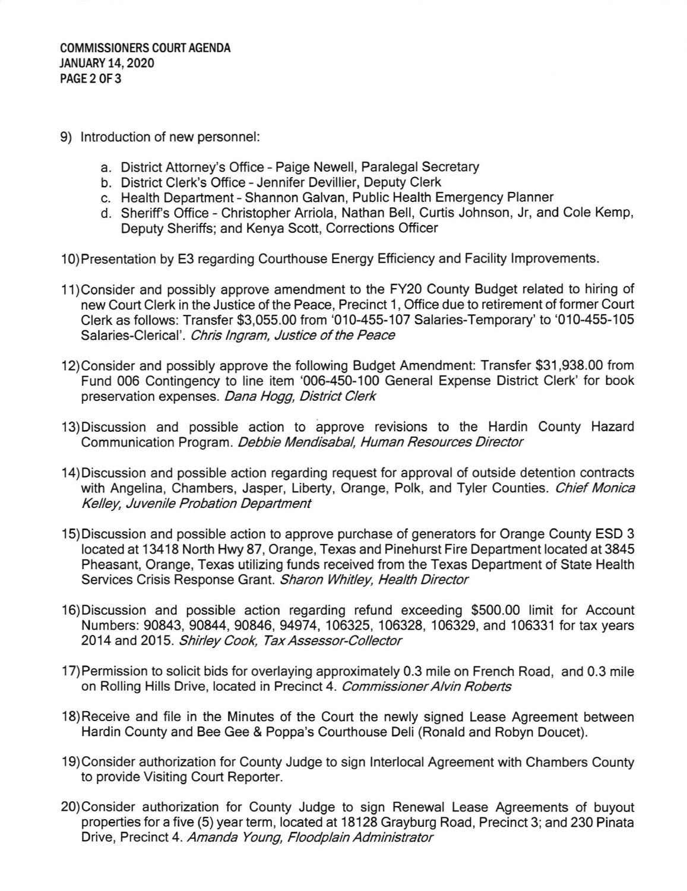9) Introduction of new personnel:

   a. District Attorney's Office - Paige Newell, Paralegal Secretary
   b. District Clerk's Office - Jennifer Devillier, Deputy Clerk
   c. Health Department - Shannon Galvan, Public Health Emergency Planner
   d. Sheriff's Office - Christopher Arriola, Nathan Bell, Curtis Johnson, Jr, and Cole Kemp, Deputy Sheriffs; and Kenya Scott, Corrections Officer

10) Presentation by E3 regarding Courthouse Energy Efficiency and Facility Improvements.

11) Consider and possibly approve amendment to the FY20 County Budget related to hiring of new Court Clerk in the Justice of the Peace, Precinct 1, Office due to retirement of former Court Clerk as follows: Transfer $3,055.00 from '010-455-107 Salaries-Temporary' to '010-455-105 Salaries-Clerical'. *Chris Ingram, Justice of the Peace*

12) Consider and possibly approve the following Budget Amendment: Transfer $31,938.00 from Fund 006 Contingency to line item '006-450-100 General Expense District Clerk' for book preservation expenses. *Dana Hogg, District Clerk*

13) Discussion and possible action to approve revisions to the Hardin County Hazard Communication Program. *Debbie Mendisabal, Human Resources Director*

14) Discussion and possible action regarding request for approval of outside detention contracts with Angelina, Chambers, Jasper, Liberty, Orange, Polk, and Tyler Counties. *Chief Monica Kelley, Juvenile Probation Department*

15) Discussion and possible action to approve purchase of generators for Orange County ESD 3 located at 13418 North Hwy 87, Orange, Texas and Pinehurst Fire Department located at 3845 Pheasant, Orange, Texas utilizing funds received from the Texas Department of State Health Services Crisis Response Grant. *Sharon Whitley, Health Director*

16) Discussion and possible action regarding refund exceeding $500.00 limit for Account Numbers: 90843, 90844, 90846, 94974, 106325, 106328, 106329, and 106331 for tax years 2014 and 2015. *Shirley Cook, Tax Assessor-Collector*

17) Permission to solicit bids for overlaying approximately 0.3 mile on French Road, and 0.3 mile on Rolling Hills Drive, located in Precinct 4. *Commissioner Alvin Roberts*

18) Receive and file in the Minutes of the Court the newly signed Lease Agreement between Hardin County and Bee Gee & Poppa's Courthouse Deli (Ronald and Robyn Doucet).

19) Consider authorization for County Judge to sign Interlocal Agreement with Chambers County to provide Visiting Court Reporter.

20) Consider authorization for County Judge to sign Renewal Lease Agreements of buyout properties for a five (5) year term, located at 18128 Grayburg Road, Precinct 3; and 230 Pinata Drive, Precinct 4. *Amanda Young, Floodplain Administrator*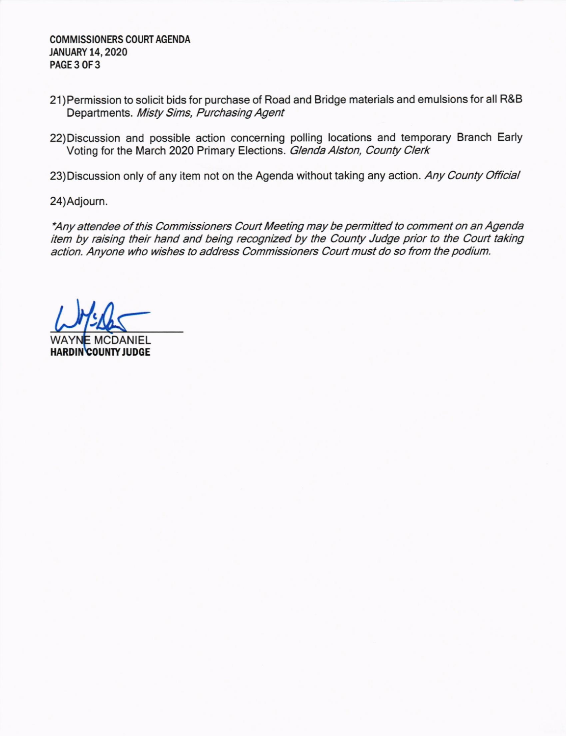21) Permission to solicit bids for purchase of Road and Bridge materials and emulsions for all R&B Departments. *Misty Sims, Purchasing Agent*

22) Discussion and possible action concerning polling locations and temporary Branch Early Voting for the March 2020 Primary Elections. *Glenda Alston, County Clerk*

23) Discussion only of any item not on the Agenda without taking any action. *Any County Official*

24) Adjourn.

*\*Any attendee of this Commissioners Court Meeting may be permitted to comment on an Agenda item by raising their hand and being recognized by the County Judge prior to the Court taking action. Anyone who wishes to address Commissioners Court must do so from the podium.*

WAYNE MCDANIEL
**HARDIN COUNTY JUDGE**